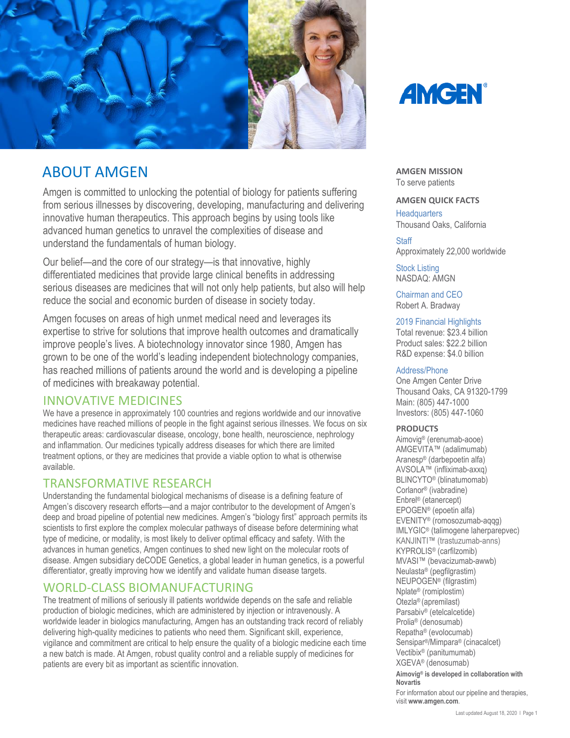AMGEN®

# ABOUT AMGEN

Amgen is committed to unlocking the potential of biology for patients suffering from serious illnesses by discovering, developing, manufacturing and delivering innovative human therapeutics. This approach begins by using tools like advanced human genetics to unravel the complexities of disease and understand the fundamentals of human biology.

Our belief—and the core of our strategy—is that innovative, highly differentiated medicines that provide large clinical benefits in addressing serious diseases are medicines that will not only help patients, but also will help reduce the social and economic burden of disease in society today.

Amgen focuses on areas of high unmet medical need and leverages its expertise to strive for solutions that improve health outcomes and dramatically improve people's lives. A biotechnology innovator since 1980, Amgen has grown to be one of the world's leading independent biotechnology companies, has reached millions of patients around the world and is developing a pipeline of medicines with breakaway potential.

## INNOVATIVE MEDICINES

We have a presence in approximately 100 countries and regions worldwide and our innovative medicines have reached millions of people in the fight against serious illnesses. We focus on six therapeutic areas: cardiovascular disease, oncology, bone health, neuroscience, nephrology and inflammation. Our medicines typically address diseases for which there are limited treatment options, or they are medicines that provide a viable option to what is otherwise available.

## TRANSFORMATIVE RESEARCH

Understanding the fundamental biological mechanisms of disease is a defining feature of Amgen's discovery research efforts—and a major contributor to the development of Amgen's deep and broad pipeline of potential new medicines. Amgen's "biology first" approach permits its scientists to first explore the complex molecular pathways of disease before determining what type of medicine, or modality, is most likely to deliver optimal efficacy and safety. With the advances in human genetics, Amgen continues to shed new light on the molecular roots of disease. Amgen subsidiary deCODE Genetics, a global leader in human genetics, is a powerful differentiator, greatly improving how we identify and validate human disease targets.

## WORLD-CLASS BIOMANUFACTURING

The treatment of millions of seriously ill patients worldwide depends on the safe and reliable production of biologic medicines, which are administered by injection or intravenously. A worldwide leader in biologics manufacturing, Amgen has an outstanding track record of reliably delivering high-quality medicines to patients who need them. Significant skill, experience, vigilance and commitment are critical to help ensure the quality of a biologic medicine each time a new batch is made. At Amgen, robust quality control and a reliable supply of medicines for patients are every bit as important as scientific innovation.

### AMGEN MISSION

To serve patients

### AMGEN QUICK FACTS

Headquarters
Thousand Oaks, California

Staff
Approximately 22,000 worldwide

Stock Listing
NASDAQ: AMGN

Chairman and CEO
Robert A. Bradway

2019 Financial Highlights
Total revenue: $23.4 billion
Product sales: $22.2 billion
R&D expense: $4.0 billion

Address/Phone
One Amgen Center Drive
Thousand Oaks, CA 91320-1799
Main: (805) 447-1000
Investors: (805) 447-1060

### PRODUCTS

Aimovig® (erenumab-aooe)
AMGEVITA™ (adalimumab)
Aranesp® (darbepoetin alfa)
AVSOLA™ (infliximab-axxq)
BLINCYTO® (blinatumomab)
Corlanor® (ivabradine)
Enbrel® (etanercept)
EPOGEN® (epoetin alfa)
EVENITY® (romosozumab-aqqg)
IMLYGIC® (talimogene laherparepvec)
KANJINTI™ (trastuzumab-anns)
KYPROLIS® (carfilzomib)
MVASI™ (bevacizumab-awwb)
Neulasta® (pegfilgrastim)
NEUPOGEN® (filgrastim)
Nplate® (romiplostim)
Otezla® (apremilast)
Parsabiv® (etelcalcetide)
Prolia® (denosumab)
Repatha® (evolocumab)
Sensipar®/Mimpara® (cinacalcet)
Vectibix® (panitumumab)
XGEVA® (denosumab)

**Aimovig® is developed in collaboration with Novartis**

For information about our pipeline and therapies, visit **www.amgen.com**.

Last updated August 18, 2020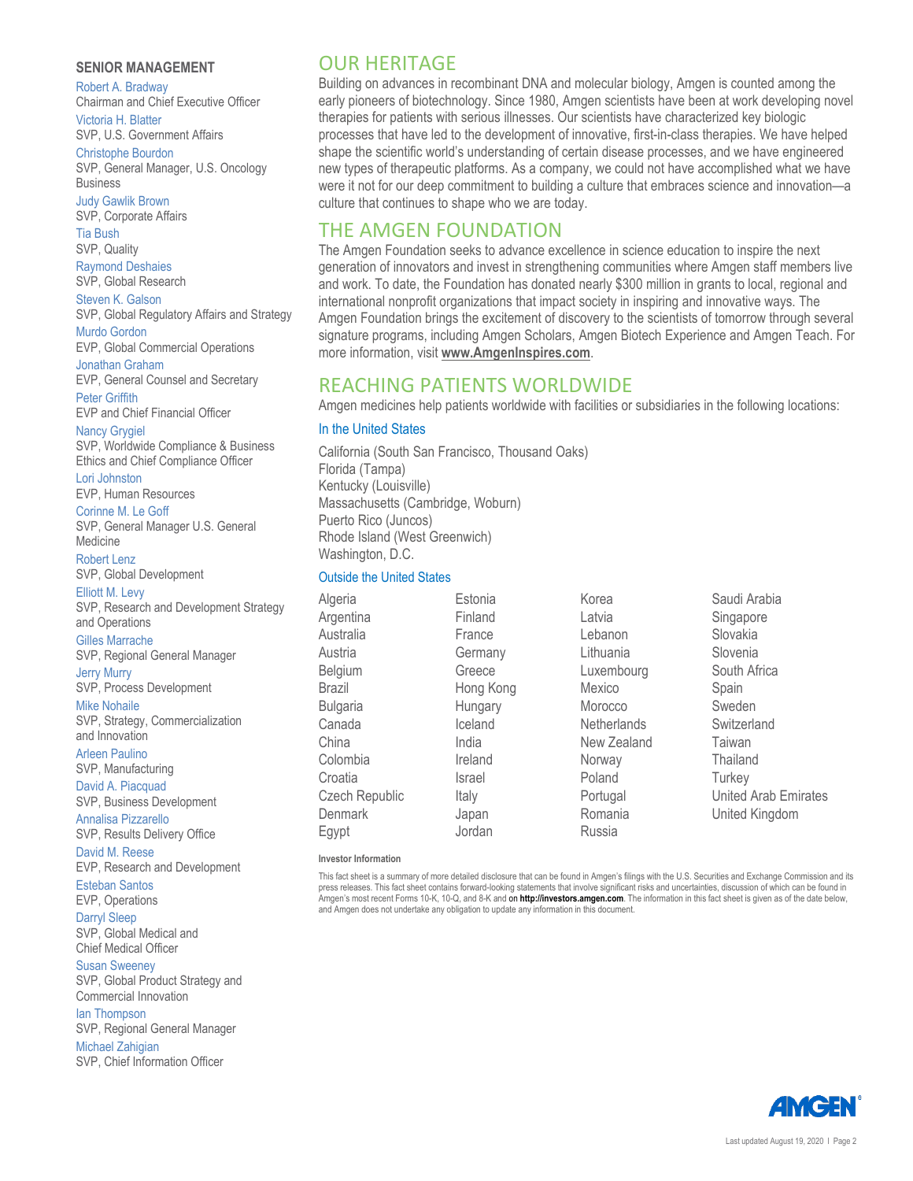## SENIOR MANAGEMENT

Robert A. Bradway
Chairman and Chief Executive Officer

Victoria H. Blatter
SVP, U.S. Government Affairs

Christophe Bourdon
SVP, General Manager, U.S. Oncology Business

Judy Gawlik Brown
SVP, Corporate Affairs

Tia Bush
SVP, Quality

Raymond Deshaies
SVP, Global Research

Steven K. Galson
SVP, Global Regulatory Affairs and Strategy

Murdo Gordon
EVP, Global Commercial Operations

Jonathan Graham
EVP, General Counsel and Secretary

Peter Griffith
EVP and Chief Financial Officer

Nancy Grygiel
SVP, Worldwide Compliance & Business Ethics and Chief Compliance Officer

Lori Johnston
EVP, Human Resources

Corinne M. Le Goff
SVP, General Manager U.S. General Medicine

Robert Lenz
SVP, Global Development

Elliott M. Levy
SVP, Research and Development Strategy and Operations

Gilles Marrache
SVP, Regional General Manager

Jerry Murry
SVP, Process Development

Mike Nohaile
SVP, Strategy, Commercialization and Innovation

Arleen Paulino
SVP, Manufacturing

David A. Piacquad
SVP, Business Development

Annalisa Pizzarello
SVP, Results Delivery Office

David M. Reese
EVP, Research and Development

Esteban Santos
EVP, Operations

Darryl Sleep
SVP, Global Medical and Chief Medical Officer

Susan Sweeney
SVP, Global Product Strategy and Commercial Innovation

Ian Thompson
SVP, Regional General Manager

Michael Zahigian
SVP, Chief Information Officer

## OUR HERITAGE

Building on advances in recombinant DNA and molecular biology, Amgen is counted among the early pioneers of biotechnology. Since 1980, Amgen scientists have been at work developing novel therapies for patients with serious illnesses. Our scientists have characterized key biologic processes that have led to the development of innovative, first-in-class therapies. We have helped shape the scientific world's understanding of certain disease processes, and we have engineered new types of therapeutic platforms. As a company, we could not have accomplished what we have were it not for our deep commitment to building a culture that embraces science and innovation—a culture that continues to shape who we are today.

## THE AMGEN FOUNDATION

The Amgen Foundation seeks to advance excellence in science education to inspire the next generation of innovators and invest in strengthening communities where Amgen staff members live and work. To date, the Foundation has donated nearly $300 million in grants to local, regional and international nonprofit organizations that impact society in inspiring and innovative ways. The Amgen Foundation brings the excitement of discovery to the scientists of tomorrow through several signature programs, including Amgen Scholars, Amgen Biotech Experience and Amgen Teach. For more information, visit **www.AmgenInspires.com**.

## REACHING PATIENTS WORLDWIDE

Amgen medicines help patients worldwide with facilities or subsidiaries in the following locations:

### In the United States

California (South San Francisco, Thousand Oaks)
Florida (Tampa)
Kentucky (Louisville)
Massachusetts (Cambridge, Woburn)
Puerto Rico (Juncos)
Rhode Island (West Greenwich)
Washington, D.C.

### Outside the United States

Algeria
Argentina
Australia
Austria
Belgium
Brazil
Bulgaria
Canada
China
Colombia
Croatia
Czech Republic
Denmark
Egypt
Estonia
Finland
France
Germany
Greece
Hong Kong
Hungary
Iceland
India
Ireland
Israel
Italy
Japan
Jordan
Korea
Latvia
Lebanon
Lithuania
Luxembourg
Mexico
Morocco
Netherlands
New Zealand
Norway
Poland
Portugal
Romania
Russia
Saudi Arabia
Singapore
Slovakia
Slovenia
South Africa
Spain
Sweden
Switzerland
Taiwan
Thailand
Turkey
United Arab Emirates
United Kingdom

**Investor Information**

This fact sheet is a summary of more detailed disclosure that can be found in Amgen's filings with the U.S. Securities and Exchange Commission and its press releases. This fact sheet contains forward-looking statements that involve significant risks and uncertainties, discussion of which can be found in Amgen's most recent Forms 10-K, 10-Q, and 8-K and on **http://investors.amgen.com**. The information in this fact sheet is given as of the date below, and Amgen does not undertake any obligation to update any information in this document.

AMGEN

Last updated August 19, 2020